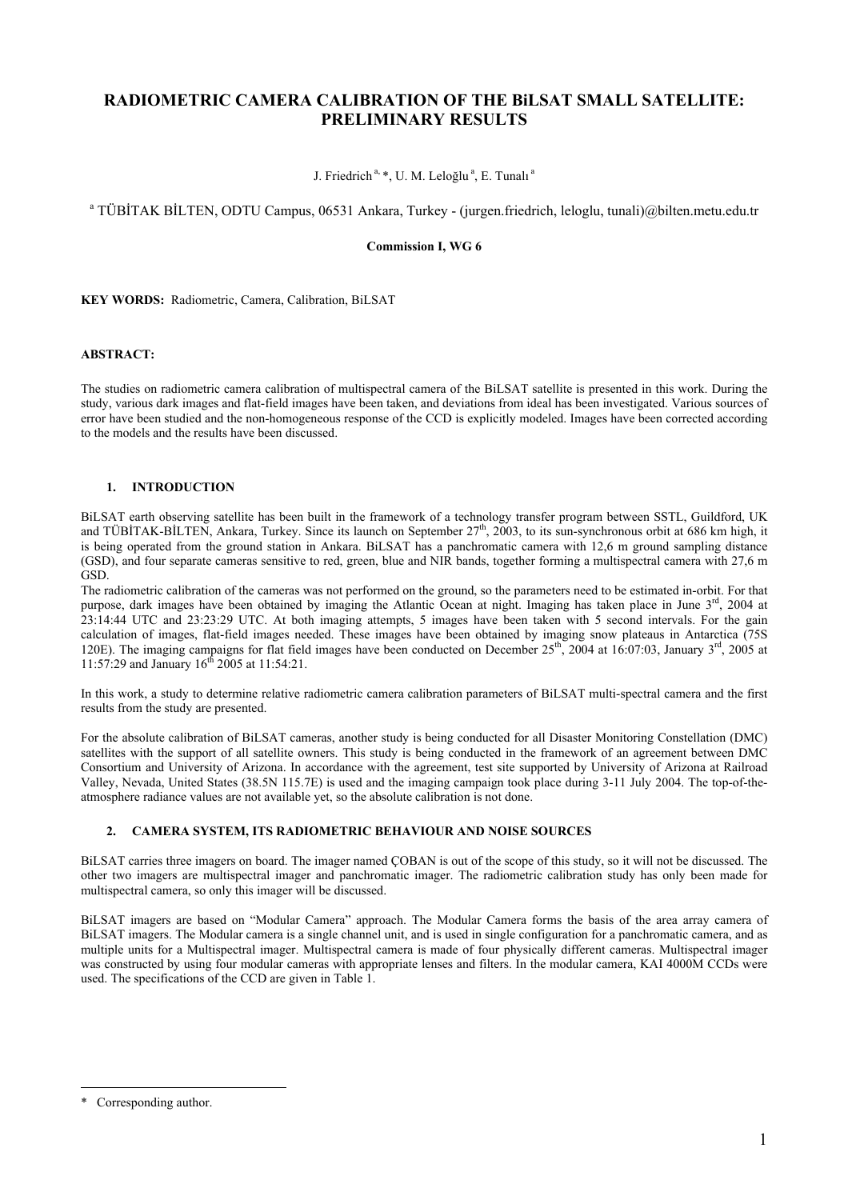# RADIOMETRIC CAMERA CALIBRATION OF THE BiLSAT SMALL SATELLITE: PRELIMINARY RESULTS

J. Friedrich [a, *], U. M. Leloğlu [a], E. Tunalı [a]

[a] TÜBİTAK BİLTEN, ODTU Campus, 06531 Ankara, Turkey - (jurgen.friedrich, leloglu, tunali)@bilten.metu.edu.tr

**Commission I, WG 6**

**KEY WORDS:** Radiometric, Camera, Calibration, BiLSAT

**ABSTRACT:**

The studies on radiometric camera calibration of multispectral camera of the BiLSAT satellite is presented in this work. During the study, various dark images and flat-field images have been taken, and deviations from ideal has been investigated. Various sources of error have been studied and the non-homogeneous response of the CCD is explicitly modeled. Images have been corrected according to the models and the results have been discussed.

## 1. INTRODUCTION

BiLSAT earth observing satellite has been built in the framework of a technology transfer program between SSTL, Guildford, UK and TÜBİTAK-BİLTEN, Ankara, Turkey. Since its launch on September 27th, 2003, to its sun-synchronous orbit at 686 km high, it is being operated from the ground station in Ankara. BiLSAT has a panchromatic camera with 12,6 m ground sampling distance (GSD), and four separate cameras sensitive to red, green, blue and NIR bands, together forming a multispectral camera with 27,6 m GSD.

The radiometric calibration of the cameras was not performed on the ground, so the parameters need to be estimated in-orbit. For that purpose, dark images have been obtained by imaging the Atlantic Ocean at night. Imaging has taken place in June 3rd, 2004 at 23:14:44 UTC and 23:23:29 UTC. At both imaging attempts, 5 images have been taken with 5 second intervals. For the gain calculation of images, flat-field images needed. These images have been obtained by imaging snow plateaus in Antarctica (75S 120E). The imaging campaigns for flat field images have been conducted on December 25th, 2004 at 16:07:03, January 3rd, 2005 at 11:57:29 and January 16th 2005 at 11:54:21.

In this work, a study to determine relative radiometric camera calibration parameters of BiLSAT multi-spectral camera and the first results from the study are presented.

For the absolute calibration of BiLSAT cameras, another study is being conducted for all Disaster Monitoring Constellation (DMC) satellites with the support of all satellite owners. This study is being conducted in the framework of an agreement between DMC Consortium and University of Arizona. In accordance with the agreement, test site supported by University of Arizona at Railroad Valley, Nevada, United States (38.5N 115.7E) is used and the imaging campaign took place during 3-11 July 2004. The top-of-the-atmosphere radiance values are not available yet, so the absolute calibration is not done.

## 2. CAMERA SYSTEM, ITS RADIOMETRIC BEHAVIOUR AND NOISE SOURCES

BiLSAT carries three imagers on board. The imager named ÇOBAN is out of the scope of this study, so it will not be discussed. The other two imagers are multispectral imager and panchromatic imager. The radiometric calibration study has only been made for multispectral camera, so only this imager will be discussed.

BiLSAT imagers are based on "Modular Camera" approach. The Modular Camera forms the basis of the area array camera of BiLSAT imagers. The Modular camera is a single channel unit, and is used in single configuration for a panchromatic camera, and as multiple units for a Multispectral imager. Multispectral camera is made of four physically different cameras. Multispectral imager was constructed by using four modular cameras with appropriate lenses and filters. In the modular camera, KAI 4000M CCDs were used. The specifications of the CCD are given in Table 1.

\* Corresponding author.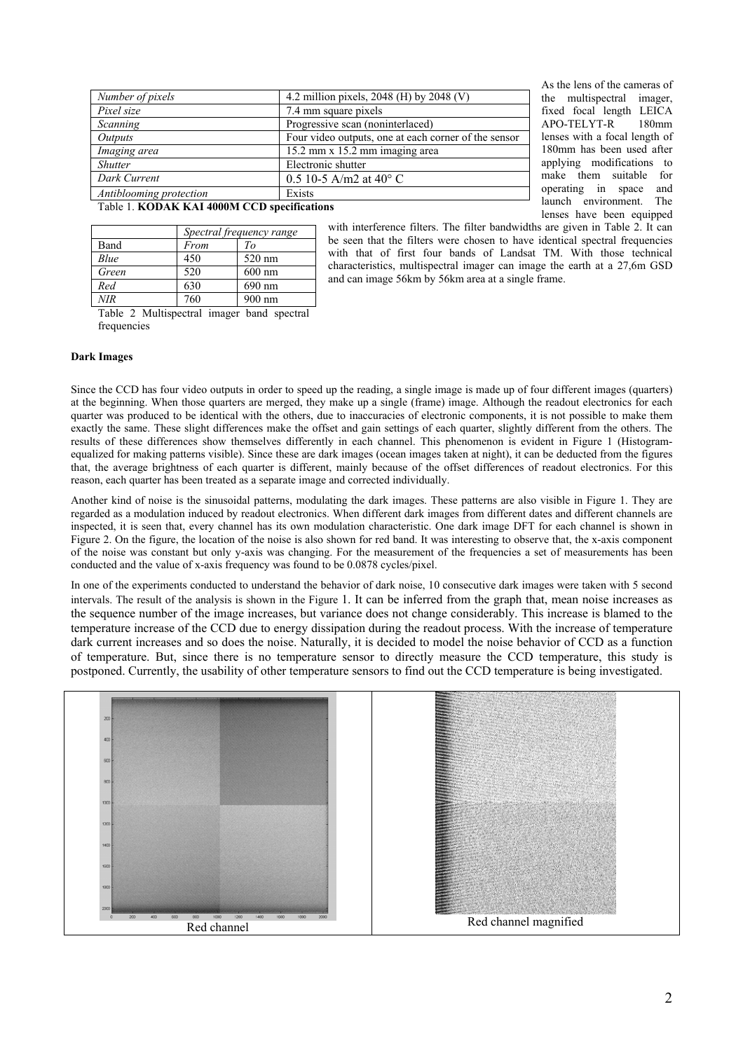| Number of pixels | 4.2 million pixels, 2048 (H) by 2048 (V) |
|---|---|
| Pixel size | 7.4 mm square pixels |
| Scanning | Progressive scan (noninterlaced) |
| Outputs | Four video outputs, one at each corner of the sensor |
| Imaging area | 15.2 mm x 15.2 mm imaging area |
| Shutter | Electronic shutter |
| Dark Current | 0.5 10-5 A/m2 at 40° C |
| Antiblooming protection | Exists |

Table 1. **KODAK KAI 4000M CCD specifications**

As the lens of the cameras of the multispectral imager, fixed focal length LEICA APO-TELYT-R 180mm lenses with a focal length of 180mm has been used after applying modifications to make them suitable for operating in space and launch environment. The lenses have been equipped with interference filters. The filter bandwidths are given in Table 2. It can be seen that the filters were chosen to have identical spectral frequencies with that of first four bands of Landsat TM. With those technical characteristics, multispectral imager can image the earth at a 27,6m GSD and can image 56km by 56km area at a single frame.

| | *Spectral frequency range* | |
|---|---|---|
| Band | *From* | *To* |
| *Blue* | 450 | 520 nm |
| *Green* | 520 | 600 nm |
| *Red* | 630 | 690 nm |
| *NIR* | 760 | 900 nm |

Table 2 Multispectral imager band spectral frequencies

**Dark Images**

Since the CCD has four video outputs in order to speed up the reading, a single image is made up of four different images (quarters) at the beginning. When those quarters are merged, they make up a single (frame) image. Although the readout electronics for each quarter was produced to be identical with the others, due to inaccuracies of electronic components, it is not possible to make them exactly the same. These slight differences make the offset and gain settings of each quarter, slightly different from the others. The results of these differences show themselves differently in each channel. This phenomenon is evident in Figure 1 (Histogram-equalized for making patterns visible). Since these are dark images (ocean images taken at night), it can be deducted from the figures that, the average brightness of each quarter is different, mainly because of the offset differences of readout electronics. For this reason, each quarter has been treated as a separate image and corrected individually.

Another kind of noise is the sinusoidal patterns, modulating the dark images. These patterns are also visible in Figure 1. They are regarded as a modulation induced by readout electronics. When different dark images from different dates and different channels are inspected, it is seen that, every channel has its own modulation characteristic. One dark image DFT for each channel is shown in Figure 2. On the figure, the location of the noise is also shown for red band. It was interesting to observe that, the x-axis component of the noise was constant but only y-axis was changing. For the measurement of the frequencies a set of measurements has been conducted and the value of x-axis frequency was found to be 0.0878 cycles/pixel.

In one of the experiments conducted to understand the behavior of dark noise, 10 consecutive dark images were taken with 5 second intervals. The result of the analysis is shown in the Figure 1. It can be inferred from the graph that, mean noise increases as the sequence number of the image increases, but variance does not change considerably. This increase is blamed to the temperature increase of the CCD due to energy dissipation during the readout process. With the increase of temperature dark current increases and so does the noise. Naturally, it is decided to model the noise behavior of CCD as a function of temperature. But, since there is no temperature sensor to directly measure the CCD temperature, this study is postponed. Currently, the usability of other temperature sensors to find out the CCD temperature is being investigated.

Red channel

Red channel magnified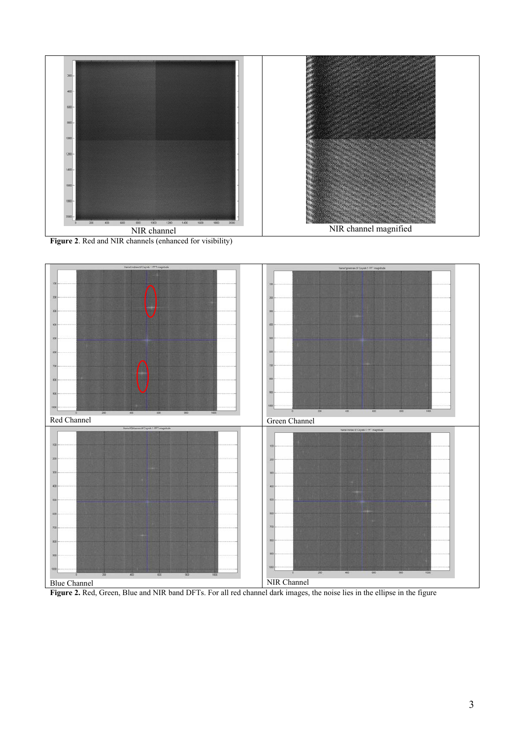NIR channel

NIR channel magnified

**Figure 2**. Red and NIR channels (enhanced for visibility)

Red Channel

Green Channel

Blue Channel

NIR Channel

**Figure 2.** Red, Green, Blue and NIR band DFTs. For all red channel dark images, the noise lies in the ellipse in the figure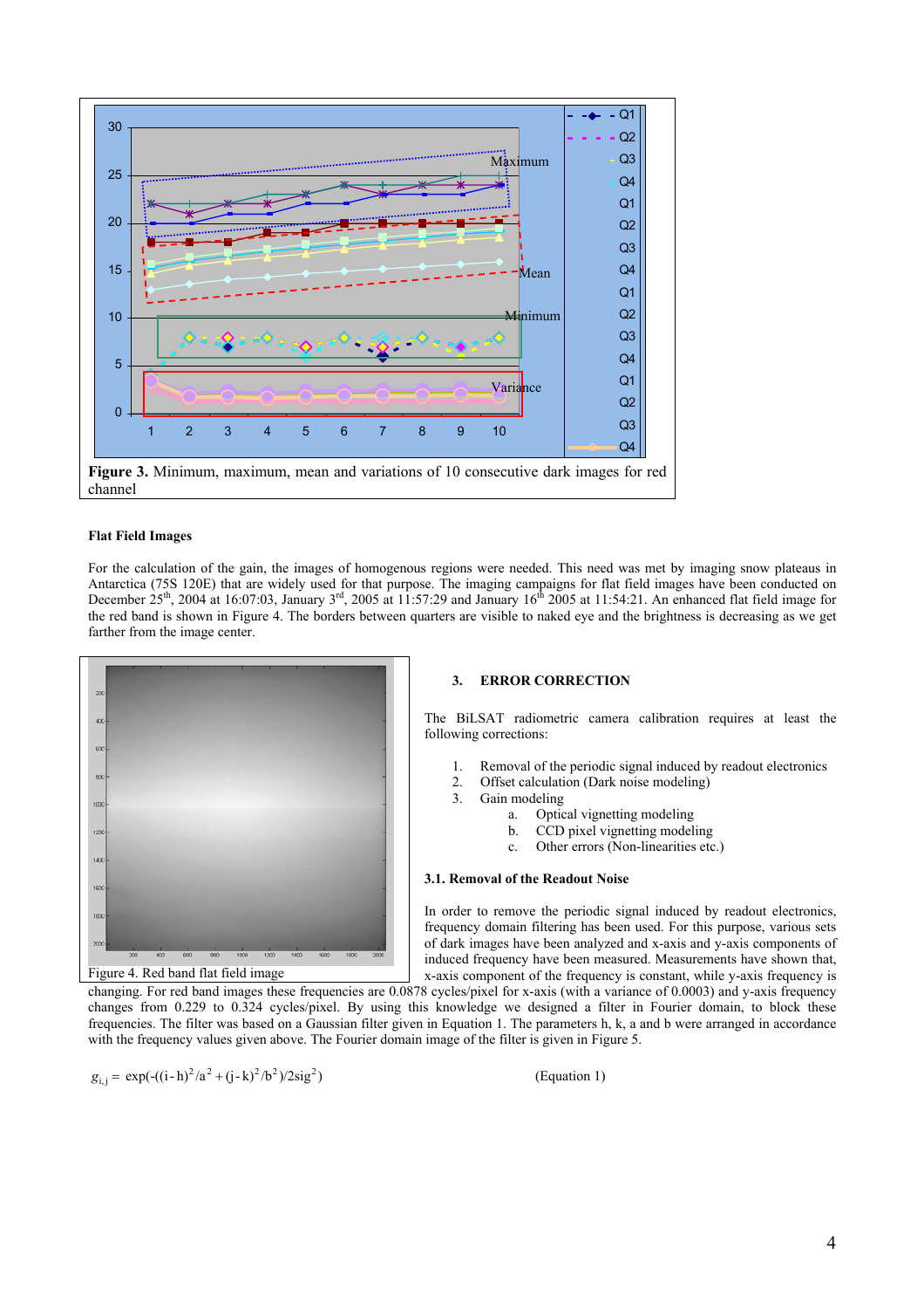**Figure 3.** Minimum, maximum, mean and variations of 10 consecutive dark images for red channel

**Flat Field Images**

For the calculation of the gain, the images of homogenous regions were needed. This need was met by imaging snow plateaus in Antarctica (75S 120E) that are widely used for that purpose. The imaging campaigns for flat field images have been conducted on December 25th, 2004 at 16:07:03, January 3rd, 2005 at 11:57:29 and January 16th 2005 at 11:54:21. An enhanced flat field image for the red band is shown in Figure 4. The borders between quarters are visible to naked eye and the brightness is decreasing as we get farther from the image center.

Figure 4. Red band flat field image

## 3. ERROR CORRECTION

The BiLSAT radiometric camera calibration requires at least the following corrections:

1. Removal of the periodic signal induced by readout electronics
2. Offset calculation (Dark noise modeling)
3. Gain modeling
   a. Optical vignetting modeling
   b. CCD pixel vignetting modeling
   c. Other errors (Non-linearities etc.)

### 3.1. Removal of the Readout Noise

In order to remove the periodic signal induced by readout electronics, frequency domain filtering has been used. For this purpose, various sets of dark images have been analyzed and x-axis and y-axis components of induced frequency have been measured. Measurements have shown that, x-axis component of the frequency is constant, while y-axis frequency is changing. For red band images these frequencies are 0.0878 cycles/pixel for x-axis (with a variance of 0.0003) and y-axis frequency changes from 0.229 to 0.324 cycles/pixel. By using this knowledge we designed a filter in Fourier domain, to block these frequencies. The filter was based on a Gaussian filter given in Equation 1. The parameters h, k, a and b were arranged in accordance with the frequency values given above. The Fourier domain image of the filter is given in Figure 5.

$$g_{i,j} = \exp(-((i-h)^2/a^2 + (j-k)^2/b^2)/2sig^2) \qquad \text{(Equation 1)}$$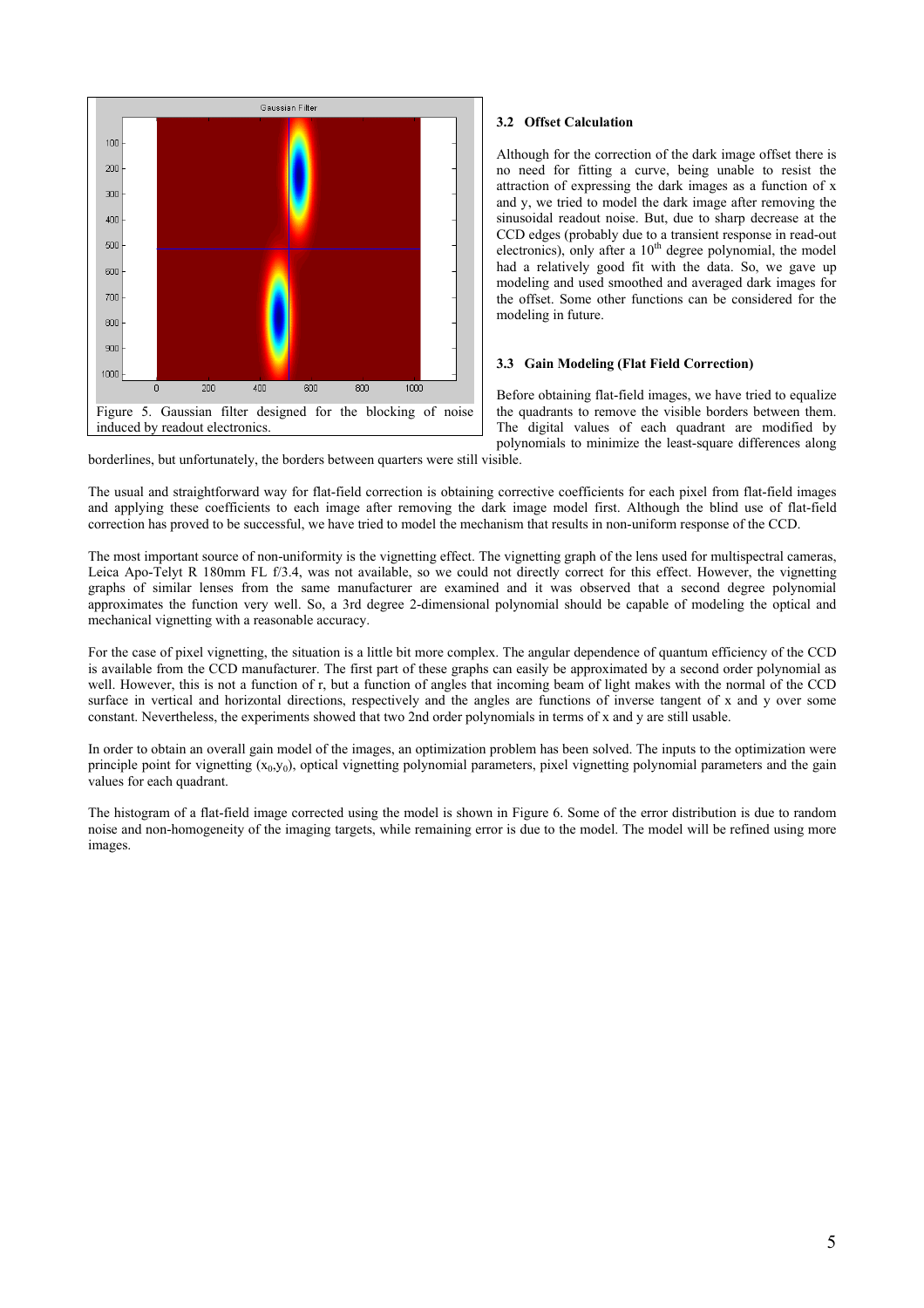Figure 5. Gaussian filter designed for the blocking of noise induced by readout electronics.

### 3.2 Offset Calculation

Although for the correction of the dark image offset there is no need for fitting a curve, being unable to resist the attraction of expressing the dark images as a function of x and y, we tried to model the dark image after removing the sinusoidal readout noise. But, due to sharp decrease at the CCD edges (probably due to a transient response in read-out electronics), only after a $10^{th}$ degree polynomial, the model had a relatively good fit with the data. So, we gave up modeling and used smoothed and averaged dark images for the offset. Some other functions can be considered for the modeling in future.

### 3.3 Gain Modeling (Flat Field Correction)

Before obtaining flat-field images, we have tried to equalize the quadrants to remove the visible borders between them. The digital values of each quadrant are modified by polynomials to minimize the least-square differences along borderlines, but unfortunately, the borders between quarters were still visible.

The usual and straightforward way for flat-field correction is obtaining corrective coefficients for each pixel from flat-field images and applying these coefficients to each image after removing the dark image model first. Although the blind use of flat-field correction has proved to be successful, we have tried to model the mechanism that results in non-uniform response of the CCD.

The most important source of non-uniformity is the vignetting effect. The vignetting graph of the lens used for multispectral cameras, Leica Apo-Telyt R 180mm FL f/3.4, was not available, so we could not directly correct for this effect. However, the vignetting graphs of similar lenses from the same manufacturer are examined and it was observed that a second degree polynomial approximates the function very well. So, a 3rd degree 2-dimensional polynomial should be capable of modeling the optical and mechanical vignetting with a reasonable accuracy.

For the case of pixel vignetting, the situation is a little bit more complex. The angular dependence of quantum efficiency of the CCD is available from the CCD manufacturer. The first part of these graphs can easily be approximated by a second order polynomial as well. However, this is not a function of r, but a function of angles that incoming beam of light makes with the normal of the CCD surface in vertical and horizontal directions, respectively and the angles are functions of inverse tangent of x and y over some constant. Nevertheless, the experiments showed that two 2nd order polynomials in terms of x and y are still usable.

In order to obtain an overall gain model of the images, an optimization problem has been solved. The inputs to the optimization were principle point for vignetting $(x_0,y_0)$, optical vignetting polynomial parameters, pixel vignetting polynomial parameters and the gain values for each quadrant.

The histogram of a flat-field image corrected using the model is shown in Figure 6. Some of the error distribution is due to random noise and non-homogeneity of the imaging targets, while remaining error is due to the model. The model will be refined using more images.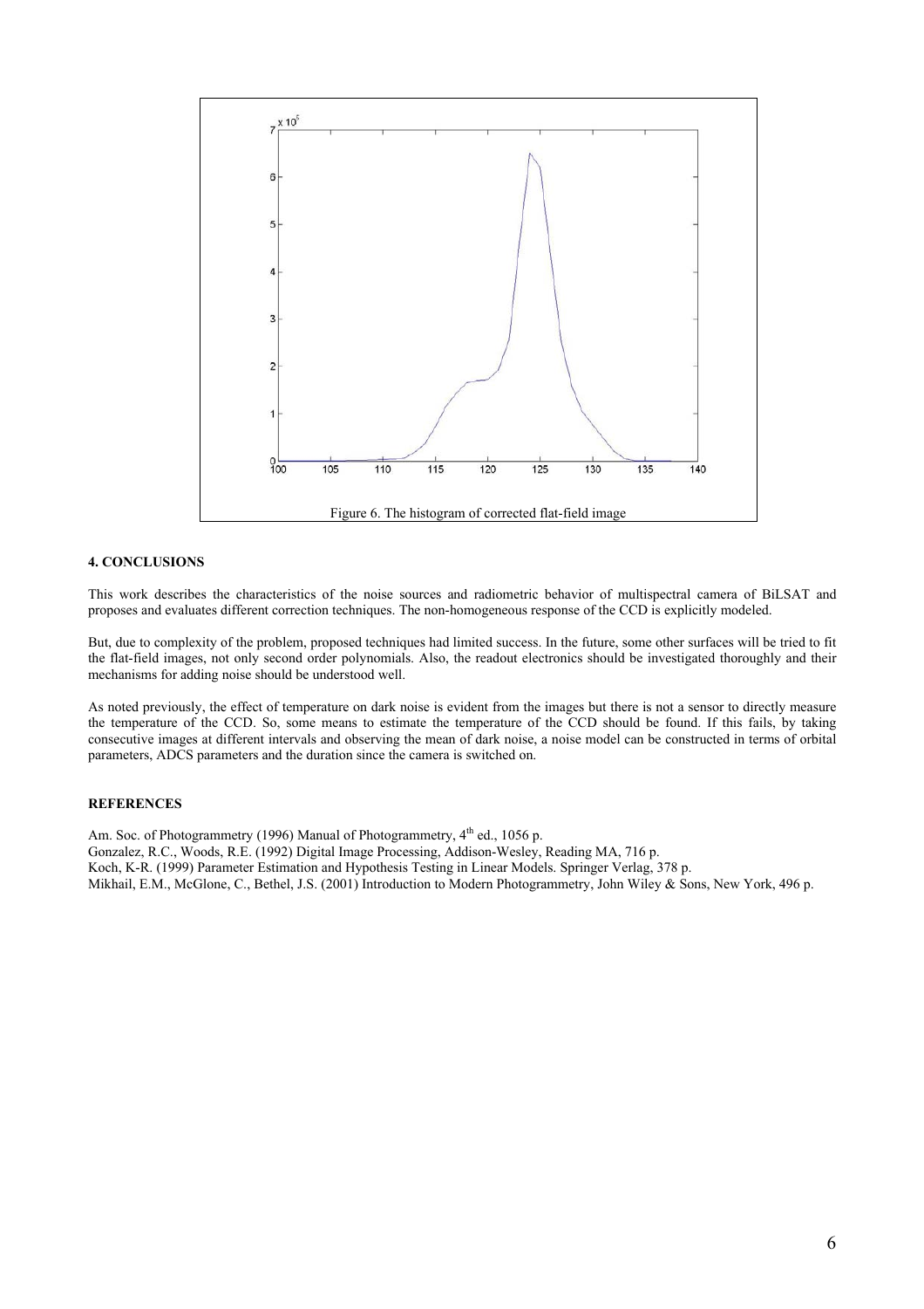7 x 10^5

6

5

4

3

2

1

0

100 105 110 115 120 125 130 135 140

Figure 6. The histogram of corrected flat-field image

**4. CONCLUSIONS**

This work describes the characteristics of the noise sources and radiometric behavior of multispectral camera of BiLSAT and proposes and evaluates different correction techniques. The non-homogeneous response of the CCD is explicitly modeled.

But, due to complexity of the problem, proposed techniques had limited success. In the future, some other surfaces will be tried to fit the flat-field images, not only second order polynomials. Also, the readout electronics should be investigated thoroughly and their mechanisms for adding noise should be understood well.

As noted previously, the effect of temperature on dark noise is evident from the images but there is not a sensor to directly measure the temperature of the CCD. So, some means to estimate the temperature of the CCD should be found. If this fails, by taking consecutive images at different intervals and observing the mean of dark noise, a noise model can be constructed in terms of orbital parameters, ADCS parameters and the duration since the camera is switched on.

**REFERENCES**

Am. Soc. of Photogrammetry (1996) Manual of Photogrammetry, 4th ed., 1056 p.
Gonzalez, R.C., Woods, R.E. (1992) Digital Image Processing, Addison-Wesley, Reading MA, 716 p.
Koch, K-R. (1999) Parameter Estimation and Hypothesis Testing in Linear Models. Springer Verlag, 378 p.
Mikhail, E.M., McGlone, C., Bethel, J.S. (2001) Introduction to Modern Photogrammetry, John Wiley & Sons, New York, 496 p.